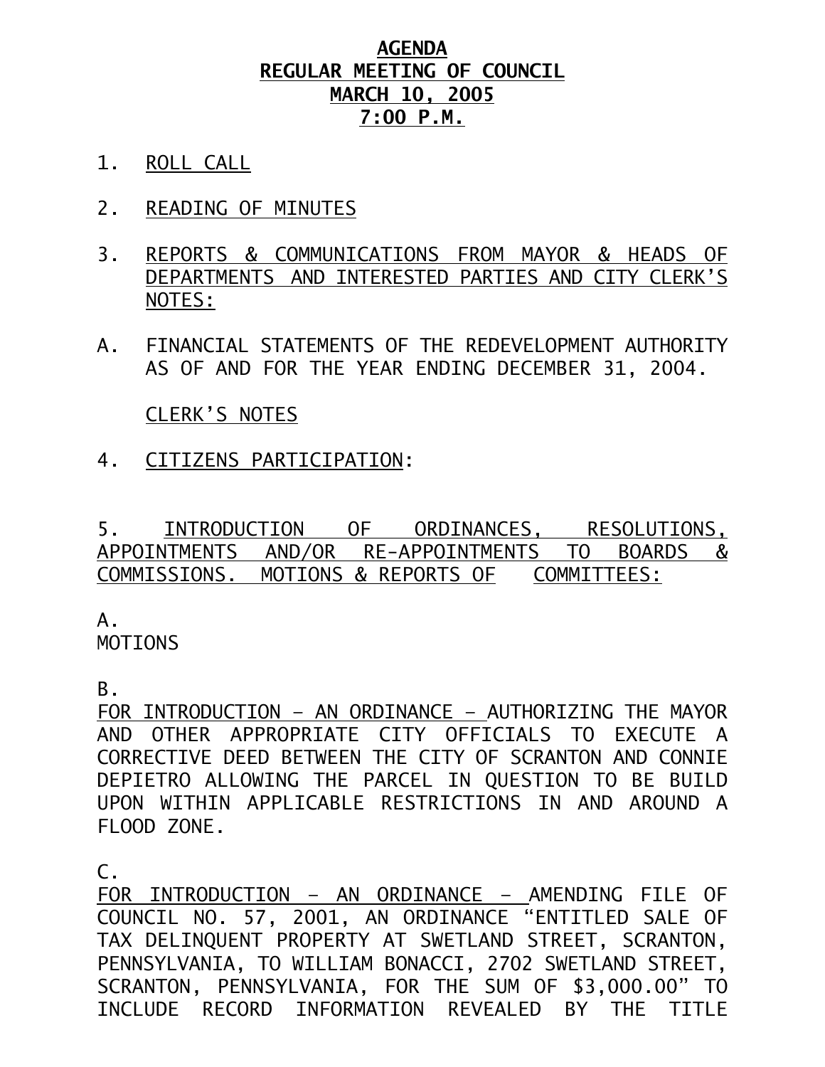# AGENDA
# REGULAR MEETING OF COUNCIL
# MARCH 10, 2005
# 7:00 P.M.

1. ROLL CALL

2. READING OF MINUTES

3. REPORTS & COMMUNICATIONS FROM MAYOR & HEADS OF DEPARTMENTS AND INTERESTED PARTIES AND CITY CLERK'S NOTES:

A. FINANCIAL STATEMENTS OF THE REDEVELOPMENT AUTHORITY AS OF AND FOR THE YEAR ENDING DECEMBER 31, 2004.

CLERK'S NOTES

4. CITIZENS PARTICIPATION:

5. INTRODUCTION OF ORDINANCES, RESOLUTIONS, APPOINTMENTS AND/OR RE-APPOINTMENTS TO BOARDS & COMMISSIONS. MOTIONS & REPORTS OF COMMITTEES:

A.
MOTIONS

B.
FOR INTRODUCTION – AN ORDINANCE – AUTHORIZING THE MAYOR AND OTHER APPROPRIATE CITY OFFICIALS TO EXECUTE A CORRECTIVE DEED BETWEEN THE CITY OF SCRANTON AND CONNIE DEPIETRO ALLOWING THE PARCEL IN QUESTION TO BE BUILD UPON WITHIN APPLICABLE RESTRICTIONS IN AND AROUND A FLOOD ZONE.

C.
FOR INTRODUCTION – AN ORDINANCE – AMENDING FILE OF COUNCIL NO. 57, 2001, AN ORDINANCE "ENTITLED SALE OF TAX DELINQUENT PROPERTY AT SWETLAND STREET, SCRANTON, PENNSYLVANIA, TO WILLIAM BONACCI, 2702 SWETLAND STREET, SCRANTON, PENNSYLVANIA, FOR THE SUM OF $3,000.00" TO INCLUDE RECORD INFORMATION REVEALED BY THE TITLE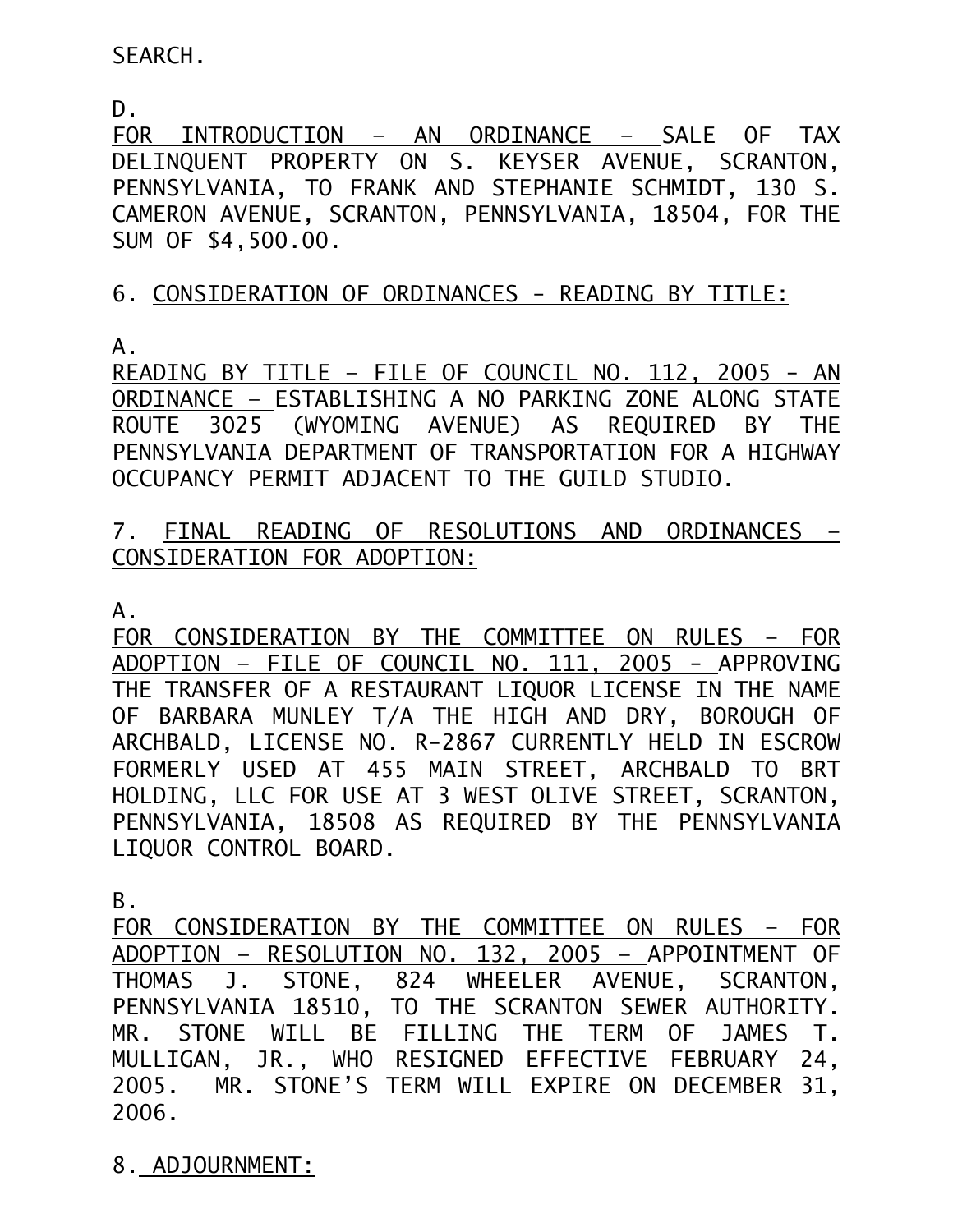SEARCH.

D.

FOR INTRODUCTION – AN ORDINANCE – SALE OF TAX DELINQUENT PROPERTY ON S. KEYSER AVENUE, SCRANTON, PENNSYLVANIA, TO FRANK AND STEPHANIE SCHMIDT, 130 S. CAMERON AVENUE, SCRANTON, PENNSYLVANIA, 18504, FOR THE SUM OF $4,500.00.

6. CONSIDERATION OF ORDINANCES - READING BY TITLE:

A.

READING BY TITLE – FILE OF COUNCIL NO. 112, 2005 - AN ORDINANCE – ESTABLISHING A NO PARKING ZONE ALONG STATE ROUTE 3025 (WYOMING AVENUE) AS REQUIRED BY THE PENNSYLVANIA DEPARTMENT OF TRANSPORTATION FOR A HIGHWAY OCCUPANCY PERMIT ADJACENT TO THE GUILD STUDIO.

7. FINAL READING OF RESOLUTIONS AND ORDINANCES – CONSIDERATION FOR ADOPTION:

A.

FOR CONSIDERATION BY THE COMMITTEE ON RULES – FOR ADOPTION – FILE OF COUNCIL NO. 111, 2005 - APPROVING THE TRANSFER OF A RESTAURANT LIQUOR LICENSE IN THE NAME OF BARBARA MUNLEY T/A THE HIGH AND DRY, BOROUGH OF ARCHBALD, LICENSE NO. R-2867 CURRENTLY HELD IN ESCROW FORMERLY USED AT 455 MAIN STREET, ARCHBALD TO BRT HOLDING, LLC FOR USE AT 3 WEST OLIVE STREET, SCRANTON, PENNSYLVANIA, 18508 AS REQUIRED BY THE PENNSYLVANIA LIQUOR CONTROL BOARD.

B.

FOR CONSIDERATION BY THE COMMITTEE ON RULES – FOR ADOPTION – RESOLUTION NO. 132, 2005 – APPOINTMENT OF THOMAS J. STONE, 824 WHEELER AVENUE, SCRANTON, PENNSYLVANIA 18510, TO THE SCRANTON SEWER AUTHORITY. MR. STONE WILL BE FILLING THE TERM OF JAMES T. MULLIGAN, JR., WHO RESIGNED EFFECTIVE FEBRUARY 24, 2005. MR. STONE'S TERM WILL EXPIRE ON DECEMBER 31, 2006.

8. ADJOURNMENT: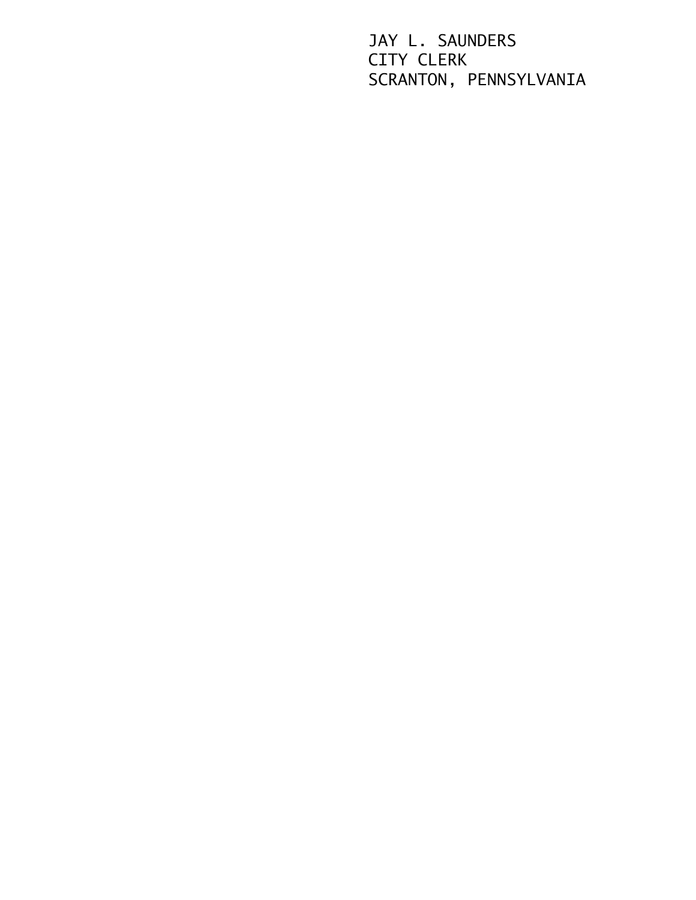JAY L. SAUNDERS
CITY CLERK
SCRANTON, PENNSYLVANIA